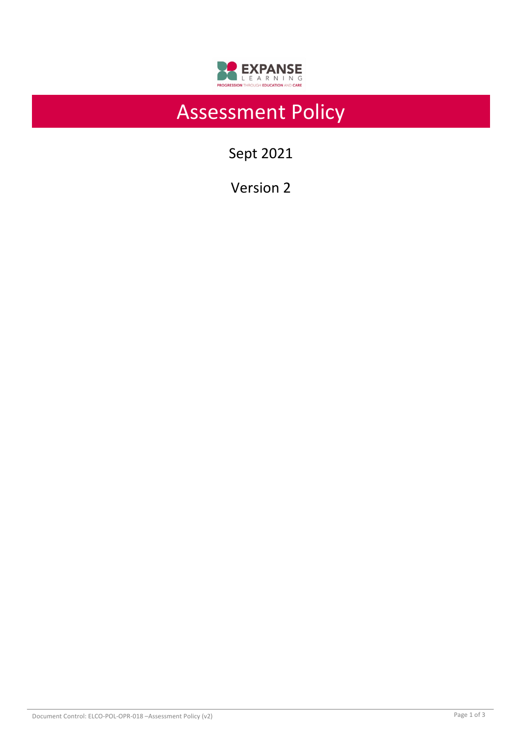# Assessment Policy

Sept 2021

Version 2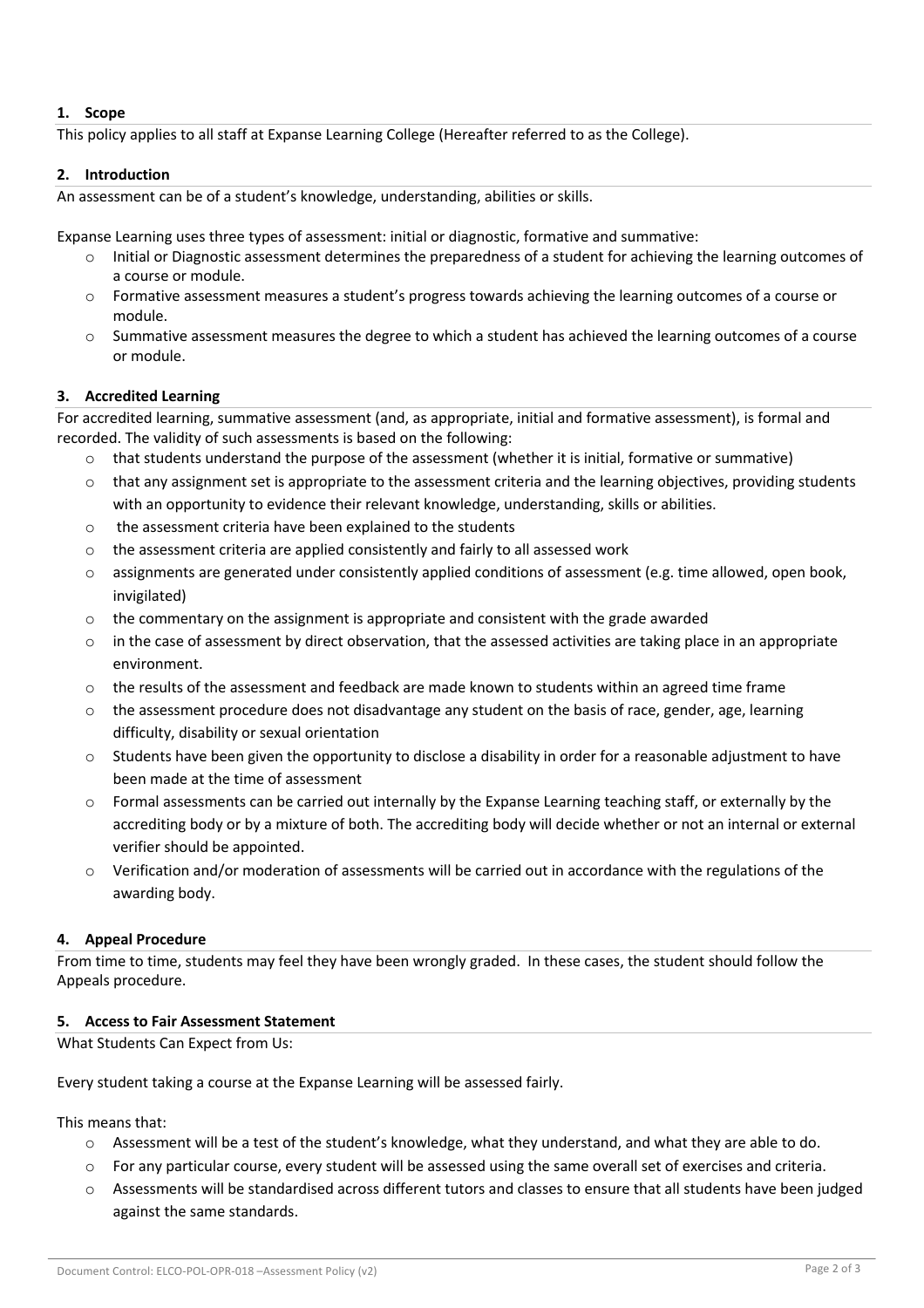## 1. Scope

This policy applies to all staff at Expanse Learning College (Hereafter referred to as the College).

## 2. Introduction

An assessment can be of a student's knowledge, understanding, abilities or skills.

Expanse Learning uses three types of assessment: initial or diagnostic, formative and summative:

- Initial or Diagnostic assessment determines the preparedness of a student for achieving the learning outcomes of a course or module.
- Formative assessment measures a student's progress towards achieving the learning outcomes of a course or module.
- Summative assessment measures the degree to which a student has achieved the learning outcomes of a course or module.

## 3. Accredited Learning

For accredited learning, summative assessment (and, as appropriate, initial and formative assessment), is formal and recorded. The validity of such assessments is based on the following:

- that students understand the purpose of the assessment (whether it is initial, formative or summative)
- that any assignment set is appropriate to the assessment criteria and the learning objectives, providing students with an opportunity to evidence their relevant knowledge, understanding, skills or abilities.
- the assessment criteria have been explained to the students
- the assessment criteria are applied consistently and fairly to all assessed work
- assignments are generated under consistently applied conditions of assessment (e.g. time allowed, open book, invigilated)
- the commentary on the assignment is appropriate and consistent with the grade awarded
- in the case of assessment by direct observation, that the assessed activities are taking place in an appropriate environment.
- the results of the assessment and feedback are made known to students within an agreed time frame
- the assessment procedure does not disadvantage any student on the basis of race, gender, age, learning difficulty, disability or sexual orientation
- Students have been given the opportunity to disclose a disability in order for a reasonable adjustment to have been made at the time of assessment
- Formal assessments can be carried out internally by the Expanse Learning teaching staff, or externally by the accrediting body or by a mixture of both. The accrediting body will decide whether or not an internal or external verifier should be appointed.
- Verification and/or moderation of assessments will be carried out in accordance with the regulations of the awarding body.

## 4. Appeal Procedure

From time to time, students may feel they have been wrongly graded. In these cases, the student should follow the Appeals procedure.

## 5. Access to Fair Assessment Statement

What Students Can Expect from Us:

Every student taking a course at the Expanse Learning will be assessed fairly.

This means that:

- Assessment will be a test of the student's knowledge, what they understand, and what they are able to do.
- For any particular course, every student will be assessed using the same overall set of exercises and criteria.
- Assessments will be standardised across different tutors and classes to ensure that all students have been judged against the same standards.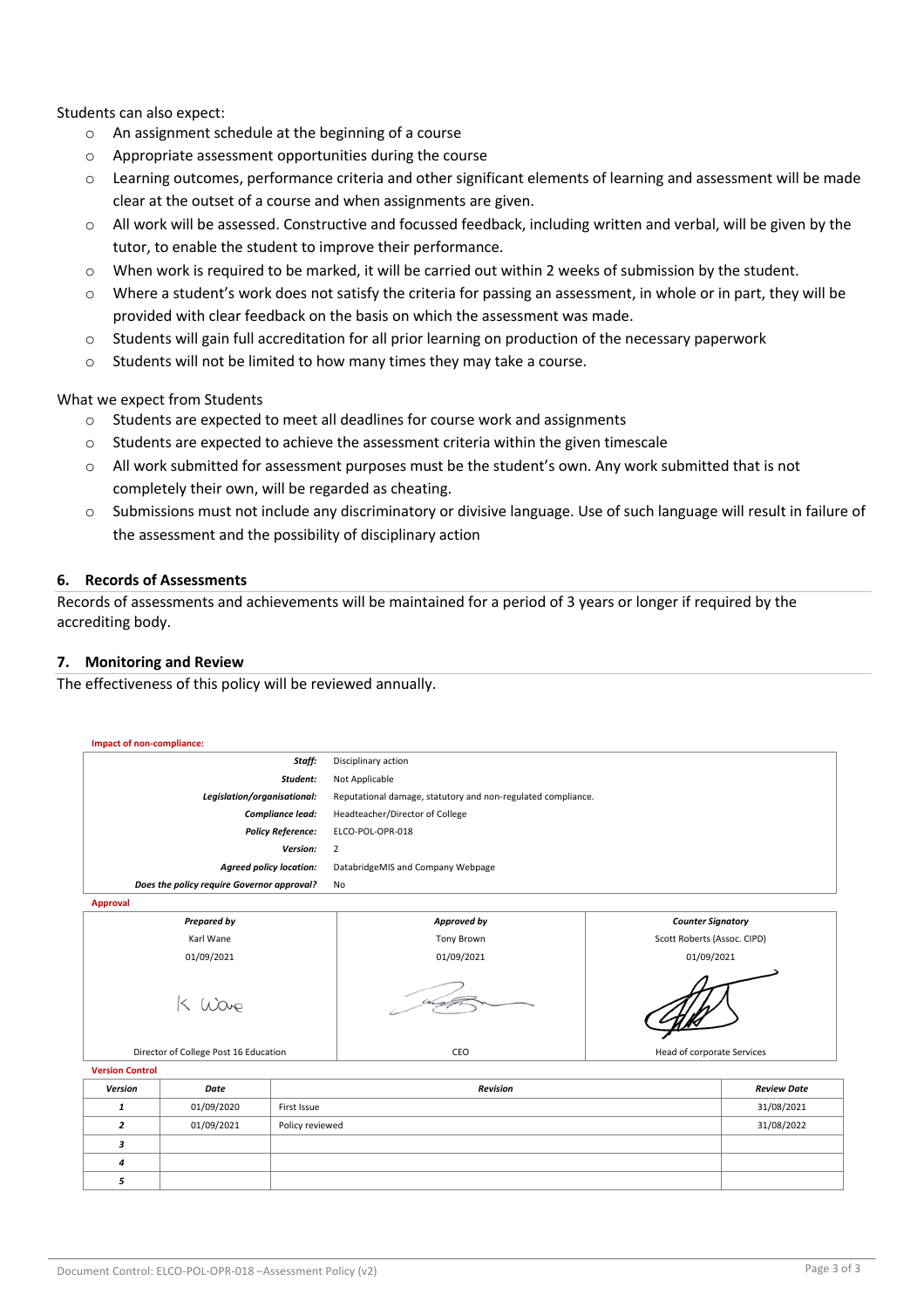Students can also expect:

- An assignment schedule at the beginning of a course
- Appropriate assessment opportunities during the course
- Learning outcomes, performance criteria and other significant elements of learning and assessment will be made clear at the outset of a course and when assignments are given.
- All work will be assessed. Constructive and focussed feedback, including written and verbal, will be given by the tutor, to enable the student to improve their performance.
- When work is required to be marked, it will be carried out within 2 weeks of submission by the student.
- Where a student's work does not satisfy the criteria for passing an assessment, in whole or in part, they will be provided with clear feedback on the basis on which the assessment was made.
- Students will gain full accreditation for all prior learning on production of the necessary paperwork
- Students will not be limited to how many times they may take a course.

What we expect from Students

- Students are expected to meet all deadlines for course work and assignments
- Students are expected to achieve the assessment criteria within the given timescale
- All work submitted for assessment purposes must be the student's own. Any work submitted that is not completely their own, will be regarded as cheating.
- Submissions must not include any discriminatory or divisive language. Use of such language will result in failure of the assessment and the possibility of disciplinary action

## 6. Records of Assessments

Records of assessments and achievements will be maintained for a period of 3 years or longer if required by the accrediting body.

## 7. Monitoring and Review

The effectiveness of this policy will be reviewed annually.

**Impact of non-compliance:**

| | |
|---|---|
| ***Staff:*** | Disciplinary action |
| ***Student:*** | Not Applicable |
| ***Legislation/organisational:*** | Reputational damage, statutory and non-regulated compliance. |
| ***Compliance lead:*** | Headteacher/Director of College |
| ***Policy Reference:*** | ELCO-POL-OPR-018 |
| ***Version:*** | 2 |
| ***Agreed policy location:*** | DatabridgeMIS and Company Webpage |
| ***Does the policy require Governor approval?*** | No |

**Approval**

| ***Prepared by*** | ***Approved by*** | ***Counter Signatory*** |
|---|---|---|
| Karl Wane | Tony Brown | Scott Roberts (Assoc. CIPD) |
| 01/09/2021 | 01/09/2021 | 01/09/2021 |
| K Wane | | |
| Director of College Post 16 Education | CEO | Head of corporate Services |

**Version Control**

| ***Version*** | ***Date*** | ***Revision*** | ***Review Date*** |
|---|---|---|---|
| ***1*** | 01/09/2020 | First Issue | 31/08/2021 |
| ***2*** | 01/09/2021 | Policy reviewed | 31/08/2022 |
| ***3*** | | | |
| ***4*** | | | |
| ***5*** | | | |

Document Control: ELCO-POL-OPR-018 –Assessment Policy (v2)